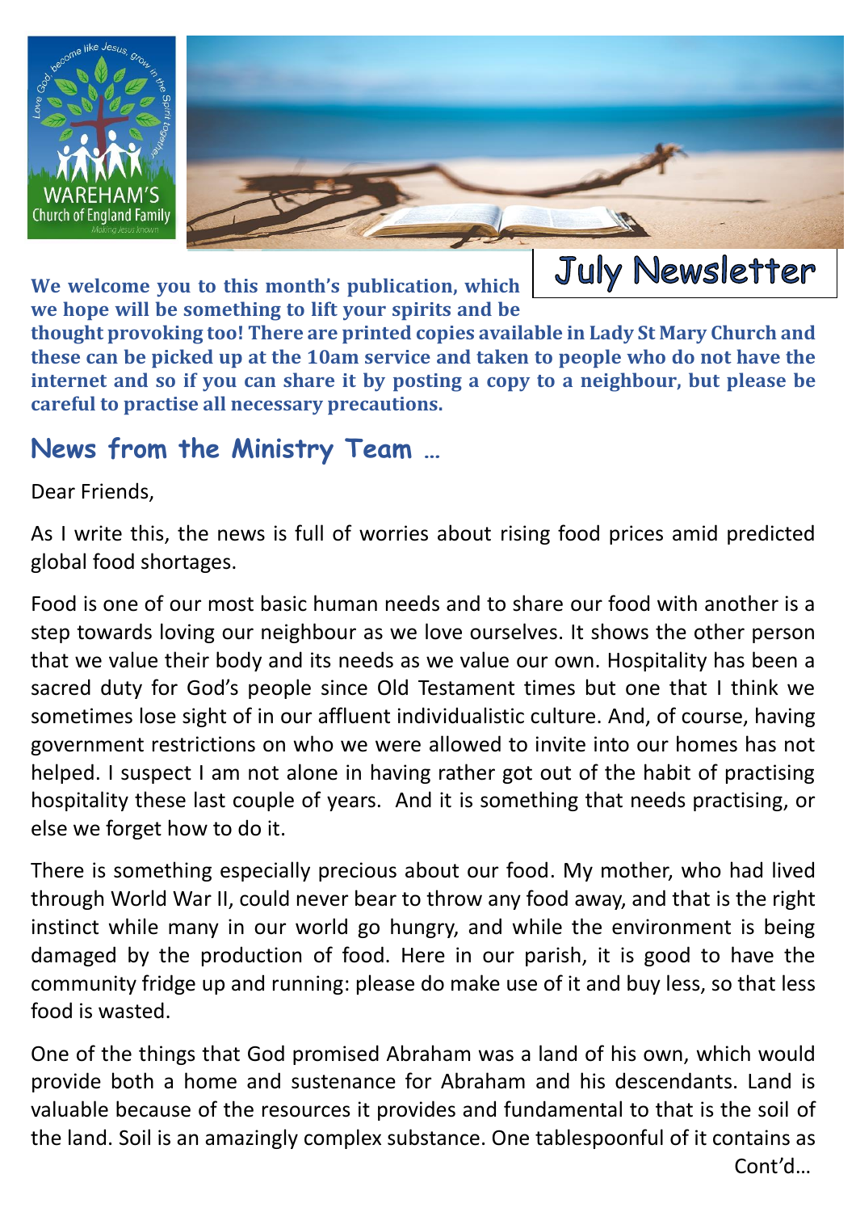# July Newsletter

**We welcome you to this month's publication, which we hope will be something to lift your spirits and be thought provoking too! There are printed copies available in Lady St Mary Church and these can be picked up at the 10am service and taken to people who do not have the internet and so if you can share it by posting a copy to a neighbour, but please be careful to practise all necessary precautions.**

## News from the Ministry Team …

Dear Friends,

As I write this, the news is full of worries about rising food prices amid predicted global food shortages.

Food is one of our most basic human needs and to share our food with another is a step towards loving our neighbour as we love ourselves. It shows the other person that we value their body and its needs as we value our own. Hospitality has been a sacred duty for God's people since Old Testament times but one that I think we sometimes lose sight of in our affluent individualistic culture. And, of course, having government restrictions on who we were allowed to invite into our homes has not helped. I suspect I am not alone in having rather got out of the habit of practising hospitality these last couple of years. And it is something that needs practising, or else we forget how to do it.

There is something especially precious about our food. My mother, who had lived through World War II, could never bear to throw any food away, and that is the right instinct while many in our world go hungry, and while the environment is being damaged by the production of food. Here in our parish, it is good to have the community fridge up and running: please do make use of it and buy less, so that less food is wasted.

One of the things that God promised Abraham was a land of his own, which would provide both a home and sustenance for Abraham and his descendants. Land is valuable because of the resources it provides and fundamental to that is the soil of the land. Soil is an amazingly complex substance. One tablespoonful of it contains as

Cont'd…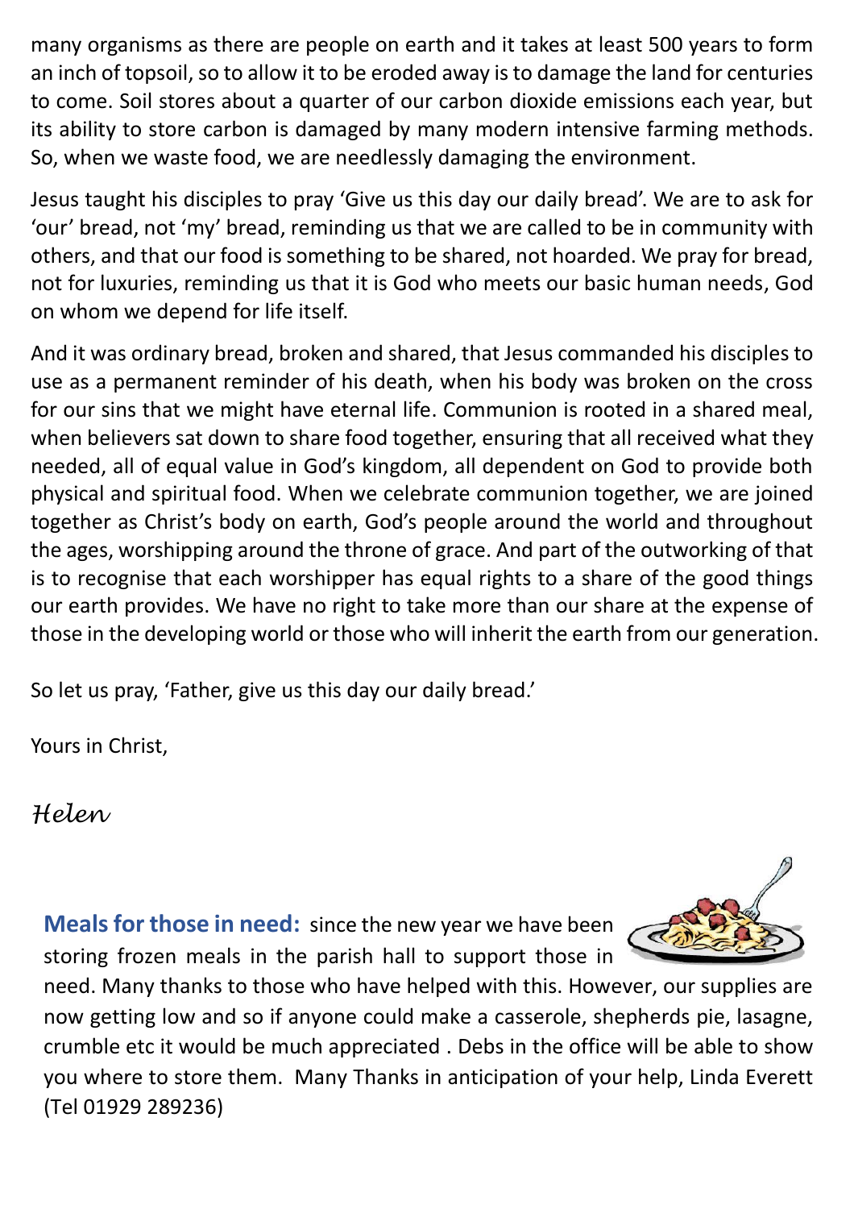many organisms as there are people on earth and it takes at least 500 years to form an inch of topsoil, so to allow it to be eroded away is to damage the land for centuries to come. Soil stores about a quarter of our carbon dioxide emissions each year, but its ability to store carbon is damaged by many modern intensive farming methods. So, when we waste food, we are needlessly damaging the environment.

Jesus taught his disciples to pray 'Give us this day our daily bread'. We are to ask for 'our' bread, not 'my' bread, reminding us that we are called to be in community with others, and that our food is something to be shared, not hoarded. We pray for bread, not for luxuries, reminding us that it is God who meets our basic human needs, God on whom we depend for life itself.

And it was ordinary bread, broken and shared, that Jesus commanded his disciples to use as a permanent reminder of his death, when his body was broken on the cross for our sins that we might have eternal life. Communion is rooted in a shared meal, when believers sat down to share food together, ensuring that all received what they needed, all of equal value in God's kingdom, all dependent on God to provide both physical and spiritual food. When we celebrate communion together, we are joined together as Christ's body on earth, God's people around the world and throughout the ages, worshipping around the throne of grace. And part of the outworking of that is to recognise that each worshipper has equal rights to a share of the good things our earth provides. We have no right to take more than our share at the expense of those in the developing world or those who will inherit the earth from our generation.

So let us pray, 'Father, give us this day our daily bread.'

Yours in Christ,

*Helen*

**Meals for those in need:** since the new year we have been storing frozen meals in the parish hall to support those in need. Many thanks to those who have helped with this. However, our supplies are now getting low and so if anyone could make a casserole, shepherds pie, lasagne, crumble etc it would be much appreciated . Debs in the office will be able to show you where to store them. Many Thanks in anticipation of your help, Linda Everett (Tel 01929 289236)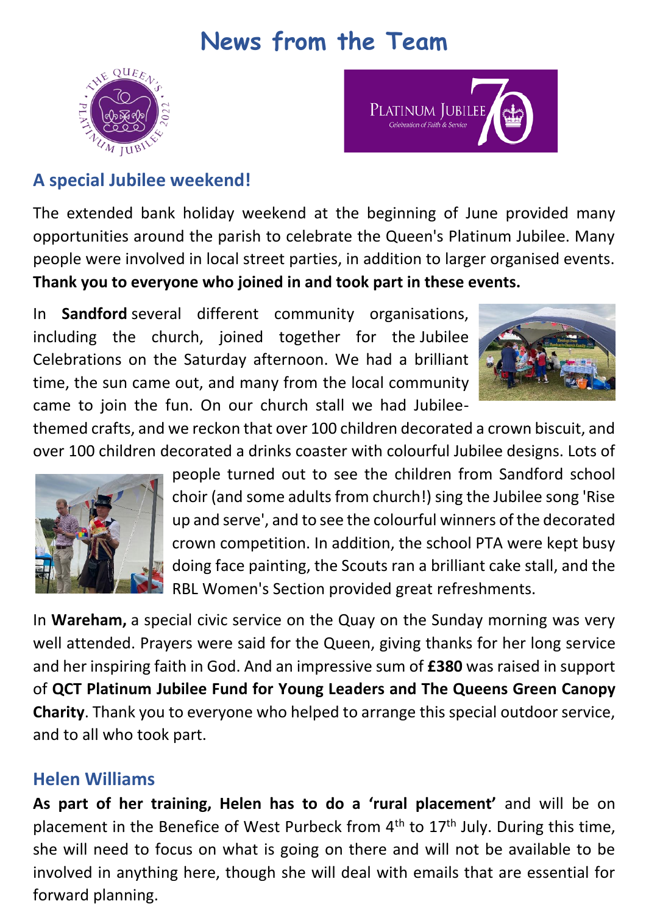# News from the Team

## A special Jubilee weekend!

The extended bank holiday weekend at the beginning of June provided many opportunities around the parish to celebrate the Queen's Platinum Jubilee. Many people were involved in local street parties, in addition to larger organised events. **Thank you to everyone who joined in and took part in these events.**

In **Sandford** several different community organisations, including the church, joined together for the Jubilee Celebrations on the Saturday afternoon. We had a brilliant time, the sun came out, and many from the local community came to join the fun. On our church stall we had Jubilee-themed crafts, and we reckon that over 100 children decorated a crown biscuit, and over 100 children decorated a drinks coaster with colourful Jubilee designs. Lots of people turned out to see the children from Sandford school choir (and some adults from church!) sing the Jubilee song 'Rise up and serve', and to see the colourful winners of the decorated crown competition. In addition, the school PTA were kept busy doing face painting, the Scouts ran a brilliant cake stall, and the RBL Women's Section provided great refreshments.

In **Wareham,** a special civic service on the Quay on the Sunday morning was very well attended. Prayers were said for the Queen, giving thanks for her long service and her inspiring faith in God. And an impressive sum of **£380** was raised in support of **QCT Platinum Jubilee Fund for Young Leaders and The Queens Green Canopy Charity**. Thank you to everyone who helped to arrange this special outdoor service, and to all who took part.

## Helen Williams

**As part of her training, Helen has to do a 'rural placement'** and will be on placement in the Benefice of West Purbeck from 4th to 17th July. During this time, she will need to focus on what is going on there and will not be available to be involved in anything here, though she will deal with emails that are essential for forward planning.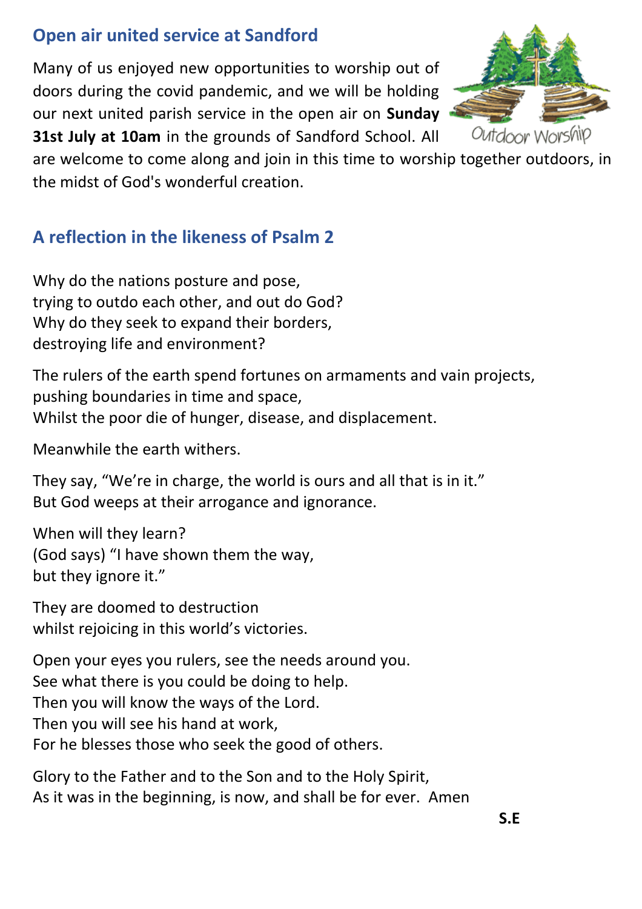## Open air united service at Sandford

Many of us enjoyed new opportunities to worship out of doors during the covid pandemic, and we will be holding our next united parish service in the open air on **Sunday 31st July at 10am** in the grounds of Sandford School. All are welcome to come along and join in this time to worship together outdoors, in the midst of God's wonderful creation.

Outdoor Worship

## A reflection in the likeness of Psalm 2

Why do the nations posture and pose,
trying to outdo each other, and out do God?
Why do they seek to expand their borders,
destroying life and environment?

The rulers of the earth spend fortunes on armaments and vain projects,
pushing boundaries in time and space,
Whilst the poor die of hunger, disease, and displacement.

Meanwhile the earth withers.

They say, "We're in charge, the world is ours and all that is in it."
But God weeps at their arrogance and ignorance.

When will they learn?
(God says) "I have shown them the way,
but they ignore it."

They are doomed to destruction
whilst rejoicing in this world's victories.

Open your eyes you rulers, see the needs around you.
See what there is you could be doing to help.
Then you will know the ways of the Lord.
Then you will see his hand at work,
For he blesses those who seek the good of others.

Glory to the Father and to the Son and to the Holy Spirit,
As it was in the beginning, is now, and shall be for ever. Amen

**S.E**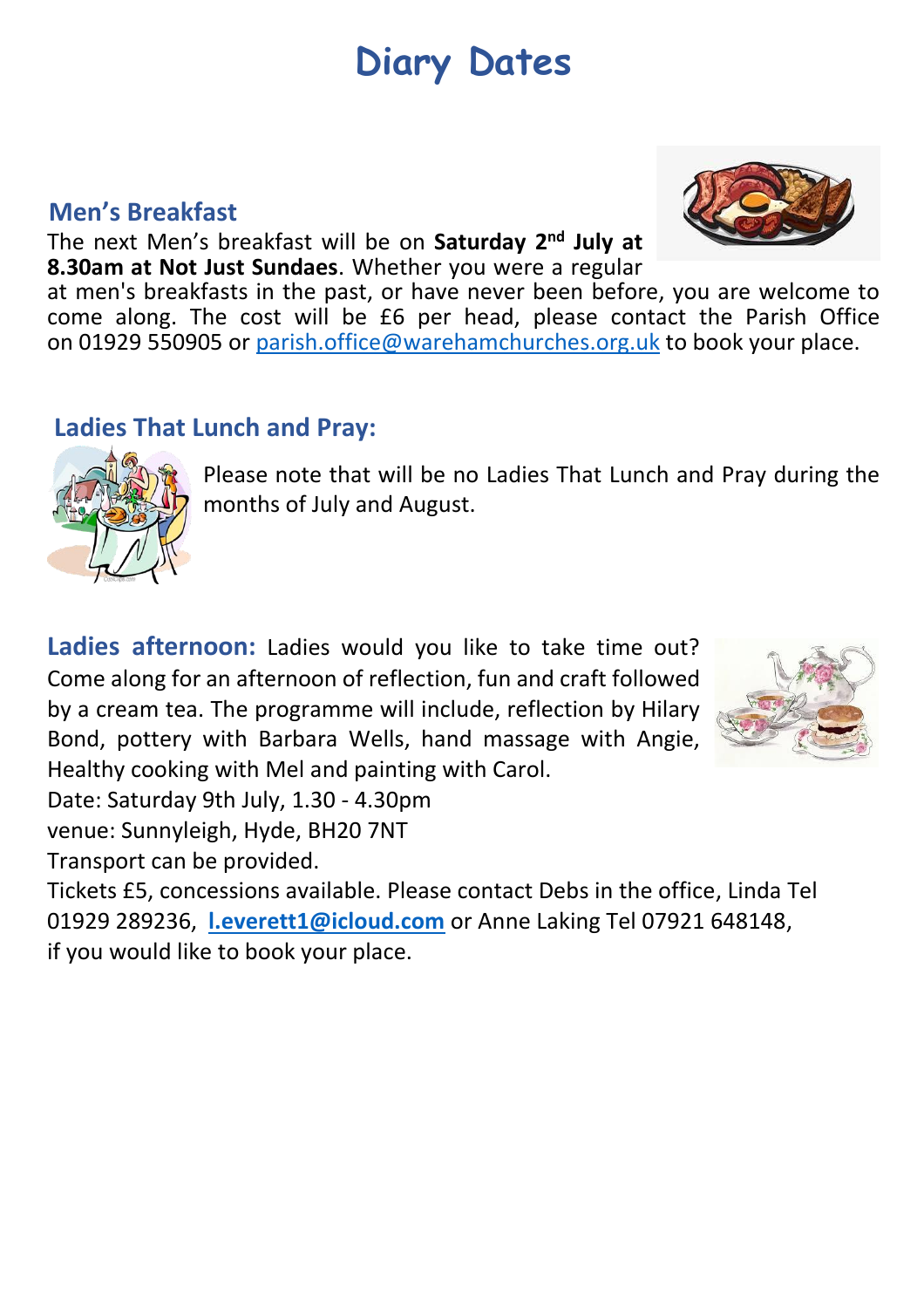# Diary Dates

## Men's Breakfast

The next Men's breakfast will be on **Saturday 2nd July at 8.30am at Not Just Sundaes**. Whether you were a regular at men's breakfasts in the past, or have never been before, you are welcome to come along. The cost will be £6 per head, please contact the Parish Office on 01929 550905 or parish.office@warehamchurches.org.uk to book your place.

## Ladies That Lunch and Pray:

Please note that will be no Ladies That Lunch and Pray during the months of July and August.

**Ladies afternoon:** Ladies would you like to take time out? Come along for an afternoon of reflection, fun and craft followed by a cream tea. The programme will include, reflection by Hilary Bond, pottery with Barbara Wells, hand massage with Angie, Healthy cooking with Mel and painting with Carol.

Date: Saturday 9th July, 1.30 - 4.30pm

venue: Sunnyleigh, Hyde, BH20 7NT

Transport can be provided.

Tickets £5, concessions available. Please contact Debs in the office, Linda Tel 01929 289236, **l.everett1@icloud.com** or Anne Laking Tel 07921 648148, if you would like to book your place.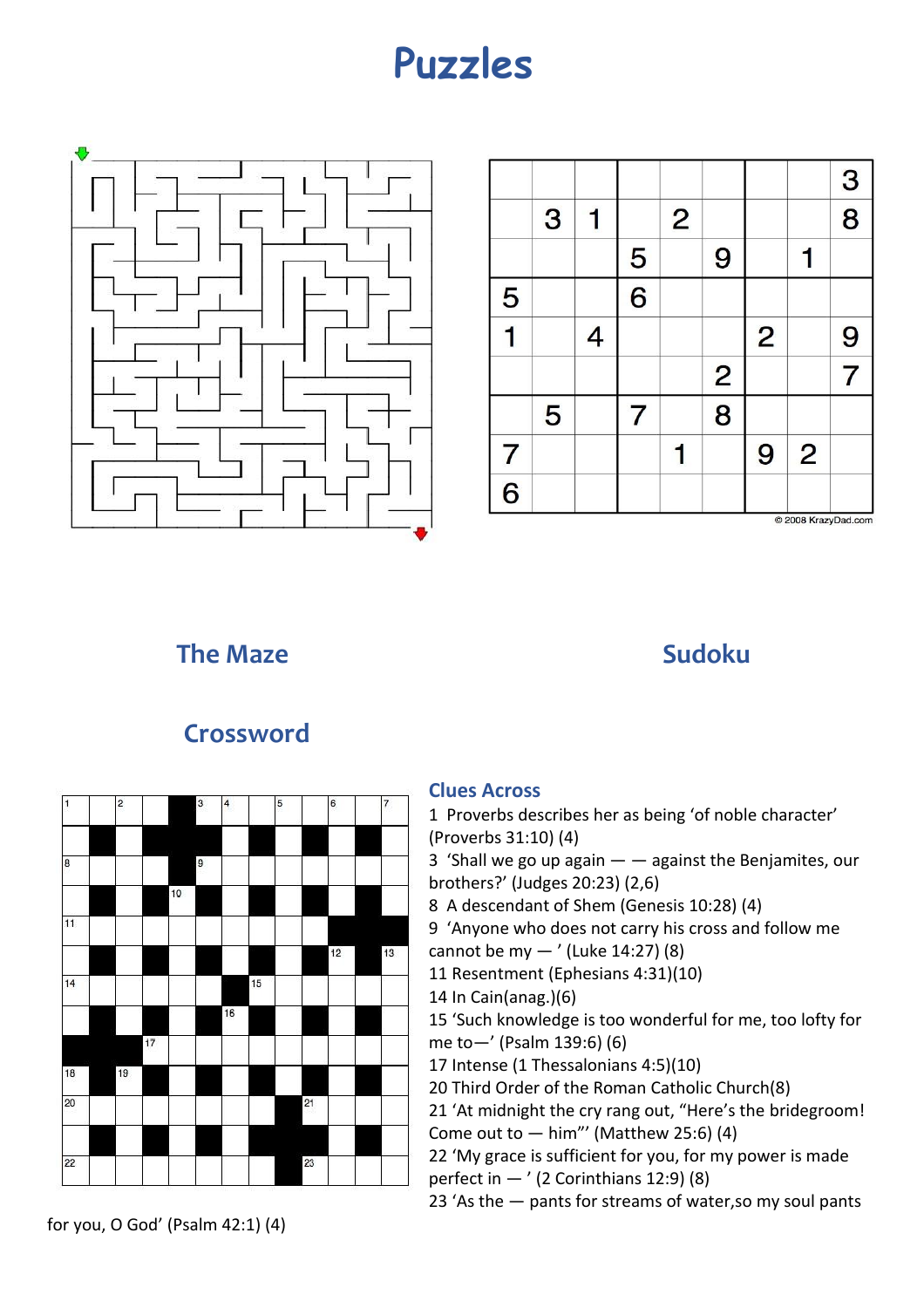# Puzzles

|   |   |   |   |   |   |   |   |   |
|---|---|---|---|---|---|---|---|---|
|   |   |   |   |   |   |   |   | 3 |
|   | 3 | 1 |   | 2 |   |   |   | 8 |
|   |   |   | 5 |   | 9 |   | 1 |   |
| 5 |   |   | 6 |   |   |   |   |   |
| 1 |   | 4 |   |   |   | 2 |   | 9 |
|   |   |   |   |   | 2 |   |   | 7 |
|   | 5 |   | 7 |   | 8 |   |   |   |
| 7 |   |   |   | 1 |   | 9 | 2 |   |
| 6 |   |   |   |   |   |   |   |   |

© 2008 KrazyDad.com

## The Maze

## Sudoku

## Crossword

### Clues Across

1 Proverbs describes her as being 'of noble character' (Proverbs 31:10) (4)
3 'Shall we go up again — — against the Benjamites, our brothers?' (Judges 20:23) (2,6)
8 A descendant of Shem (Genesis 10:28) (4)
9 'Anyone who does not carry his cross and follow me cannot be my — ' (Luke 14:27) (8)
11 Resentment (Ephesians 4:31)(10)
14 In Cain(anag.)(6)
15 'Such knowledge is too wonderful for me, too lofty for me to—' (Psalm 139:6) (6)
17 Intense (1 Thessalonians 4:5)(10)
20 Third Order of the Roman Catholic Church(8)
21 'At midnight the cry rang out, "Here's the bridegroom! Come out to — him"' (Matthew 25:6) (4)
22 'My grace is sufficient for you, for my power is made perfect in — ' (2 Corinthians 12:9) (8)
23 'As the — pants for streams of water,so my soul pants for you, O God' (Psalm 42:1) (4)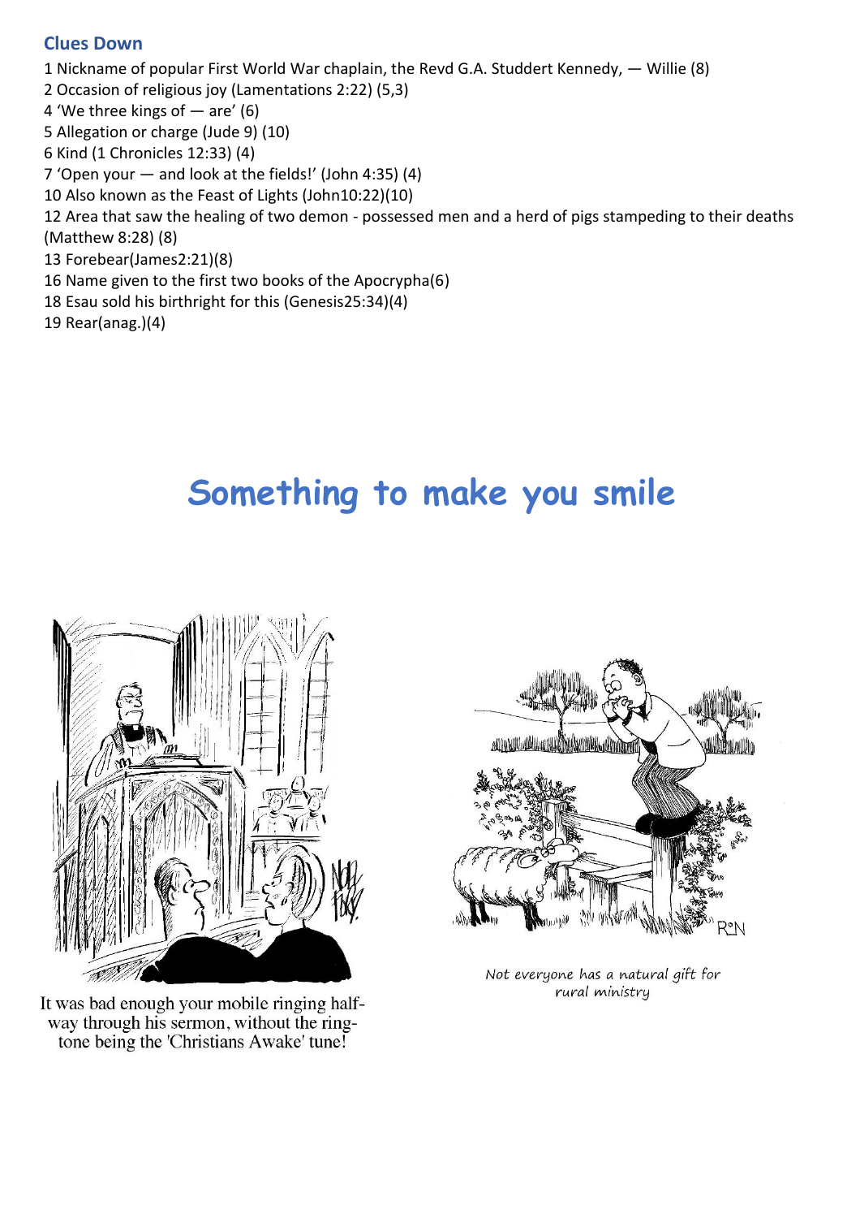## Clues Down

1 Nickname of popular First World War chaplain, the Revd G.A. Studdert Kennedy, — Willie (8)
2 Occasion of religious joy (Lamentations 2:22) (5,3)
4 'We three kings of — are' (6)
5 Allegation or charge (Jude 9) (10)
6 Kind (1 Chronicles 12:33) (4)
7 'Open your — and look at the fields!' (John 4:35) (4)
10 Also known as the Feast of Lights (John10:22)(10)
12 Area that saw the healing of two demon - possessed men and a herd of pigs stampeding to their deaths (Matthew 8:28) (8)
13 Forebear(James2:21)(8)
16 Name given to the first two books of the Apocrypha(6)
18 Esau sold his birthright for this (Genesis25:34)(4)
19 Rear(anag.)(4)

# Something to make you smile

It was bad enough your mobile ringing half-way through his sermon, without the ring-tone being the 'Christians Awake' tune!

*Not everyone has a natural gift for rural ministry*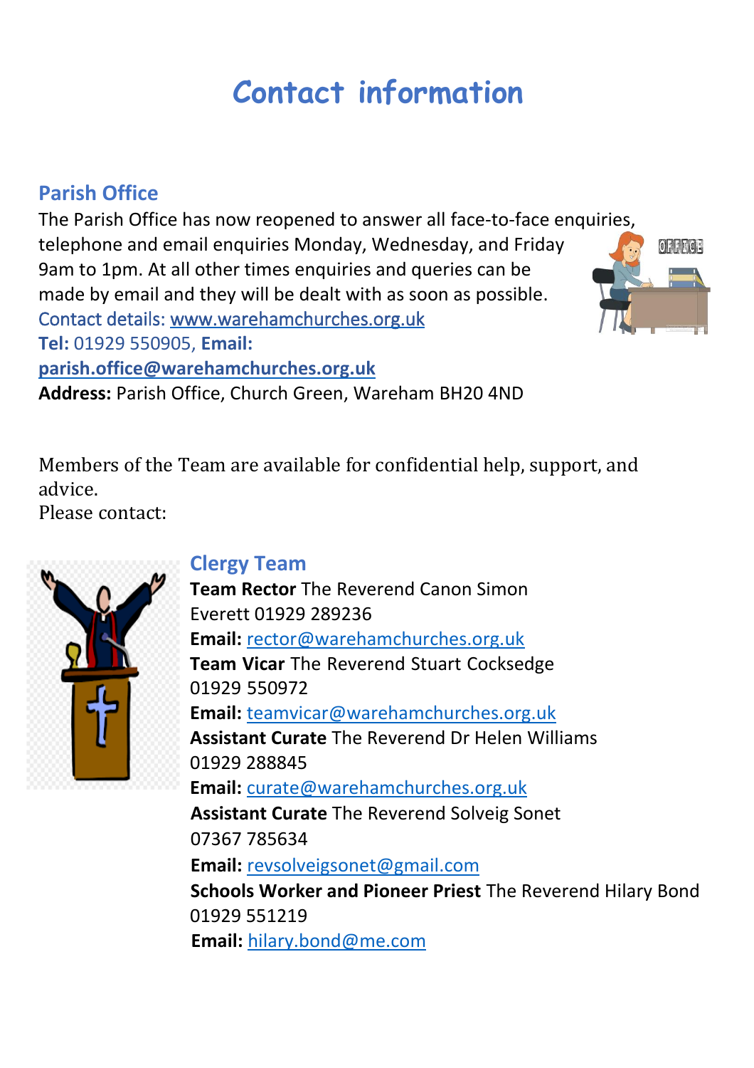# Contact information

## Parish Office

The Parish Office has now reopened to answer all face-to-face enquiries, telephone and email enquiries Monday, Wednesday, and Friday 9am to 1pm. At all other times enquiries and queries can be made by email and they will be dealt with as soon as possible.

Contact details: www.warehamchurches.org.uk

**Tel:** 01929 550905, **Email:** **parish.office@warehamchurches.org.uk**

**Address:** Parish Office, Church Green, Wareham BH20 4ND

Members of the Team are available for confidential help, support, and advice.

Please contact:

## Clergy Team

**Team Rector** The Reverend Canon Simon Everett 01929 289236

**Email:** rector@warehamchurches.org.uk

**Team Vicar** The Reverend Stuart Cocksedge 01929 550972

**Email:** teamvicar@warehamchurches.org.uk

**Assistant Curate** The Reverend Dr Helen Williams 01929 288845

**Email:** curate@warehamchurches.org.uk

**Assistant Curate** The Reverend Solveig Sonet 07367 785634

**Email:** revsolveigsonet@gmail.com

**Schools Worker and Pioneer Priest** The Reverend Hilary Bond 01929 551219

**Email:** hilary.bond@me.com